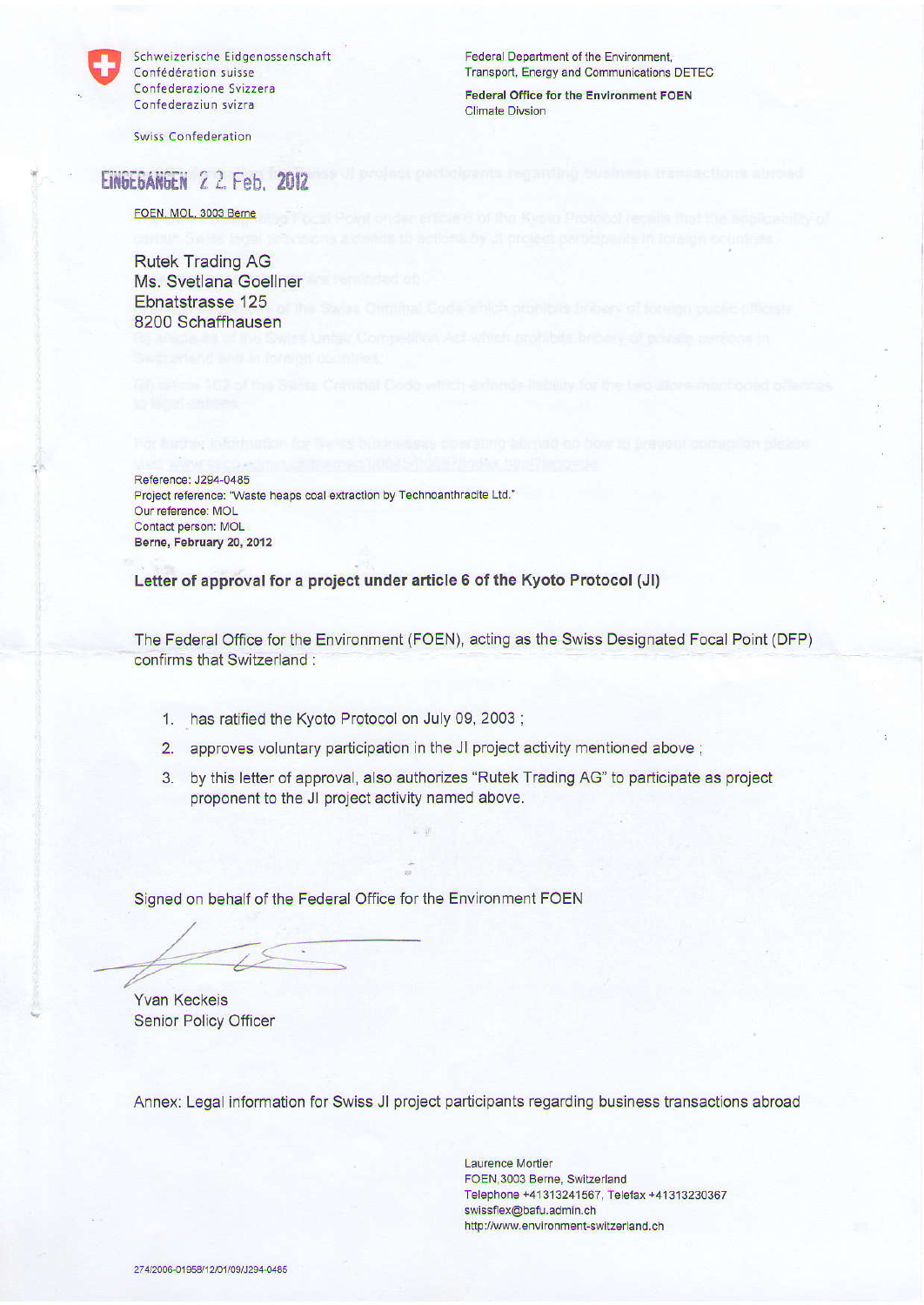Schweizerische Eidgenossenschaft
Confédération suisse
Confederazione Svizzera
Confederaziun svizra

Swiss Confederation

Federal Department of the Environment, Transport, Energy and Communications DETEC

**Federal Office for the Environment FOEN**
Climate Divsion

EINGEGANGEN 22. Feb. 2012

FOEN, MOL, 3003 Berne

Rutek Trading AG
Ms. Svetlana Goellner
Ebnatstrasse 125
8200 Schaffhausen

Reference: J294-0485
Project reference: "Waste heaps coal extraction by Technoanthracite Ltd."
Our reference: MOL
Contact person: MOL
**Berne, February 20, 2012**

**Letter of approval for a project under article 6 of the Kyoto Protocol (JI)**

The Federal Office for the Environment (FOEN), acting as the Swiss Designated Focal Point (DFP) confirms that Switzerland :

1. has ratified the Kyoto Protocol on July 09, 2003 ;
2. approves voluntary participation in the JI project activity mentioned above ;
3. by this letter of approval, also authorizes "Rutek Trading AG" to participate as project proponent to the JI project activity named above.

Signed on behalf of the Federal Office for the Environment FOEN

Yvan Keckeis
Senior Policy Officer

Annex: Legal information for Swiss JI project participants regarding business transactions abroad

Laurence Mortier
FOEN,3003 Berne, Switzerland
Telephone +41313241567, Telefax +41313230367
swissflex@bafu.admin.ch
http://www.environment-switzerland.ch

274/2006-01958/12/01/09/J294-0485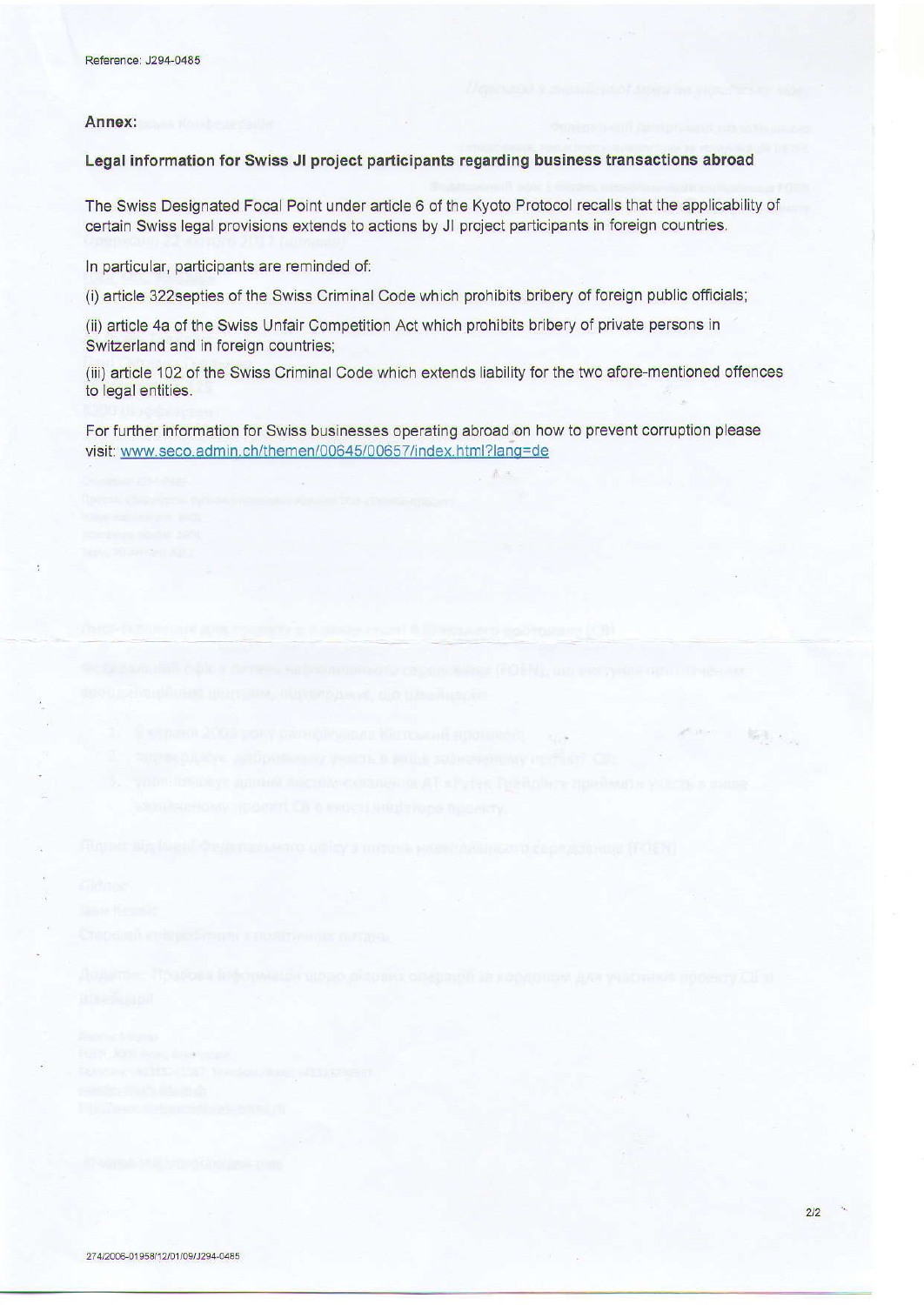Reference: J294-0485

**Annex:**

**Legal information for Swiss JI project participants regarding business transactions abroad**

The Swiss Designated Focal Point under article 6 of the Kyoto Protocol recalls that the applicability of certain Swiss legal provisions extends to actions by JI project participants in foreign countries.

In particular, participants are reminded of:

(i) article 322septies of the Swiss Criminal Code which prohibits bribery of foreign public officials;

(ii) article 4a of the Swiss Unfair Competition Act which prohibits bribery of private persons in Switzerland and in foreign countries;

(iii) article 102 of the Swiss Criminal Code which extends liability for the two afore-mentioned offences to legal entities.

For further information for Swiss businesses operating abroad on how to prevent corruption please visit: www.seco.admin.ch/themen/00645/00657/index.html?lang=de

274/2006-01958/12/01/09/J294-0485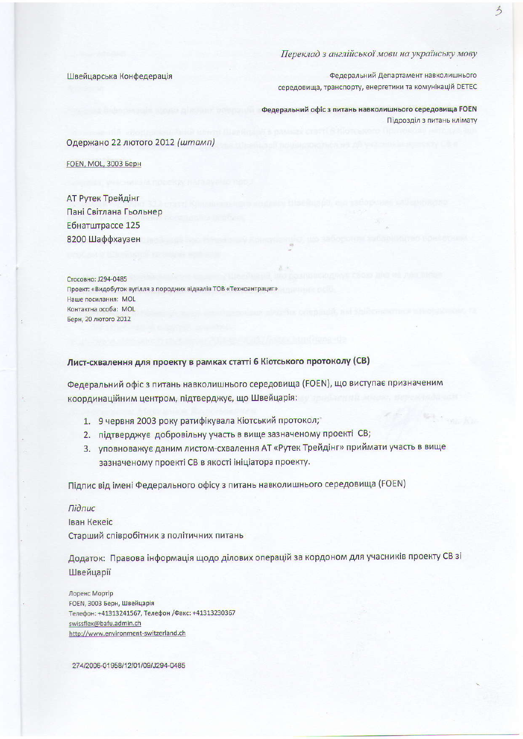*Переклад з англійської мови на українську мову*

Швейцарська Конфедерація

Федеральний Департамент навколишнього середовища, транспорту, енергетики та комунікацій DETEC

**Федеральний офіс з питань навколишнього середовища FOEN**
Підрозділ з питань клімату

Одержано 22 лютого 2012 *(штамп)*

FOEN, MOL, 3003 Берн

АТ Рутек Трейдінг
Пані Світлана Гьольнер
Ебнатштрассе 125
8200 Шаффхаузен

Стосовно: J294-0485
Проект: «Видобуток вугілля з породних відвалів ТОВ «Техноантрацит»
Наше посилання: MOL
Контактна особа: MOL
Берн, 20 лютого 2012

**Лист-схвалення для проекту в рамках статті 6 Кіотського протоколу (СВ)**

Федеральний офіс з питань навколишнього середовища (FOEN), що виступає призначеним координаційним центром, підтверджує, що Швейцарія:

1. 9 червня 2003 року ратифікувала Кіотський протокол;
2. підтверджує добровільну участь в вище зазначеному проекті СВ;
3. уповноважує даним листом-схвалення АТ «Рутек Трейдінг» приймати участь в вище зазначеному проекті СВ в якості ініціатора проекту.

Підпис від імені Федерального офісу з питань навколишнього середовища (FOEN)

*Підпис*
Іван Кекеіс
Старший співробітник з політичних питань

Додаток: Правова інформація щодо ділових операцій за кордоном для учасників проекту СВ зі Швейцарії

Лоренс Моргір
FOEN, 3003 Берн, Швейцарія
Телефон: +41313241567, Телефон /Факс: +41313230367
swissflex@bafu.admin.ch
http://www.environment-switzerland.ch

274/2006-01958/12/01/09/J294-0485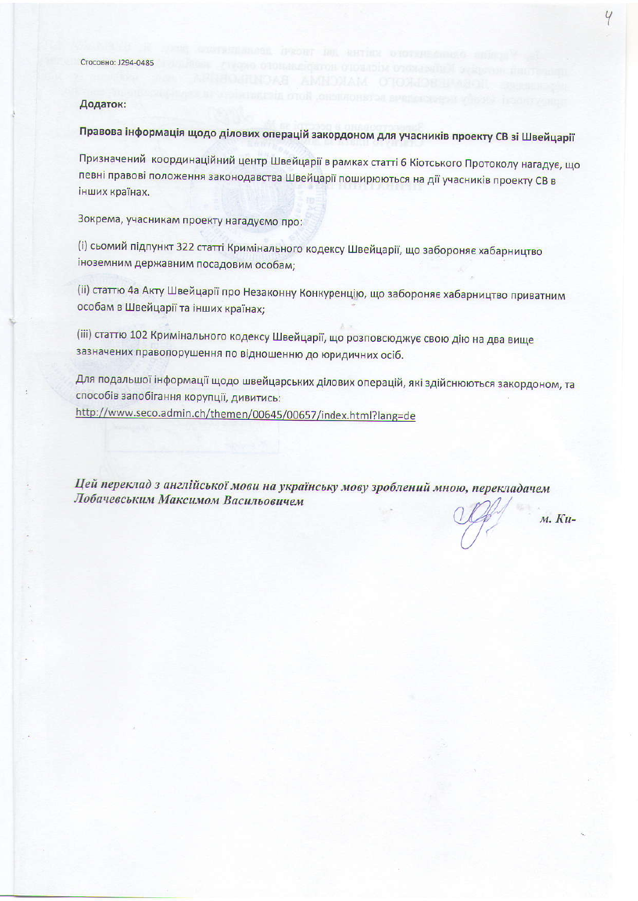Стосовно: J294-0485

**Додаток:**

**Правова інформація щодо ділових операцій закордоном для учасників проекту СВ зі Швейцарії**

Призначений координаційний центр Швейцарії в рамках статті 6 Кіотського Протоколу нагадує, що певні правові положення законодавства Швейцарії поширюються на дії учасників проекту СВ в інших країнах.

Зокрема, учасникам проекту нагадуємо про:

(i) сьомий підпункт 322 статті Кримінального кодексу Швейцарії, що забороняє хабарництво іноземним державним посадовим особам;

(ii) статтю 4а Акту Швейцарії про Незаконну Конкуренцію, що забороняє хабарництво приватним особам в Швейцарії та інших країнах;

(iii) статтю 102 Кримінального кодексу Швейцарії, що розповсюджує свою дію на два вище зазначених правопорушення по відношенню до юридичних осіб.

Для подальшої інформації щодо швейцарських ділових операцій, які здійснюються закордоном, та способів запобігання корупції, дивитись:
http://www.seco.admin.ch/themen/00645/00657/index.html?lang=de

***Цей переклад з англійської мови на українську мову зроблений мною, перекладачем Лобачевським Максимом Васильовичем***

*м. Ки-*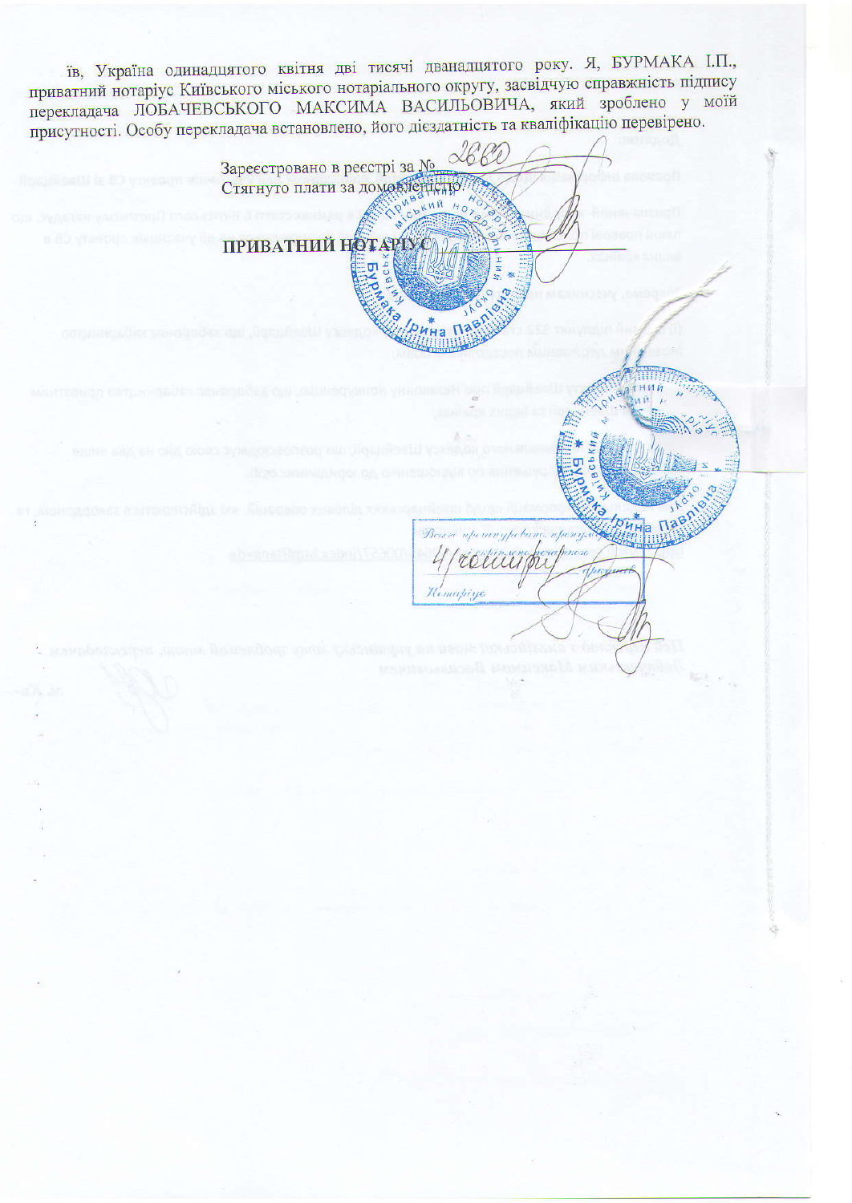ів, Україна одинадцятого квітня дві тисячі дванадцятого року. Я, БУРМАКА І.П., приватний нотаріус Київського міського нотаріального округу, засвідчую справжність підпису перекладача ЛОБАЧЕВСЬКОГО МАКСИМА ВАСИЛЬОВИЧА, який зроблено у моїй присутності. Особу перекладача встановлено, його дієздатність та кваліфікацію перевірено.

Зареєстровано в реєстрі за № 2680

Стягнуто плати за домовленістю

**ПРИВАТНИЙ НОТАРІУС**

Всього пронумеровано, прошнуровано та скріплено печаткою 4 (чотири) аркуші

Нотаріус